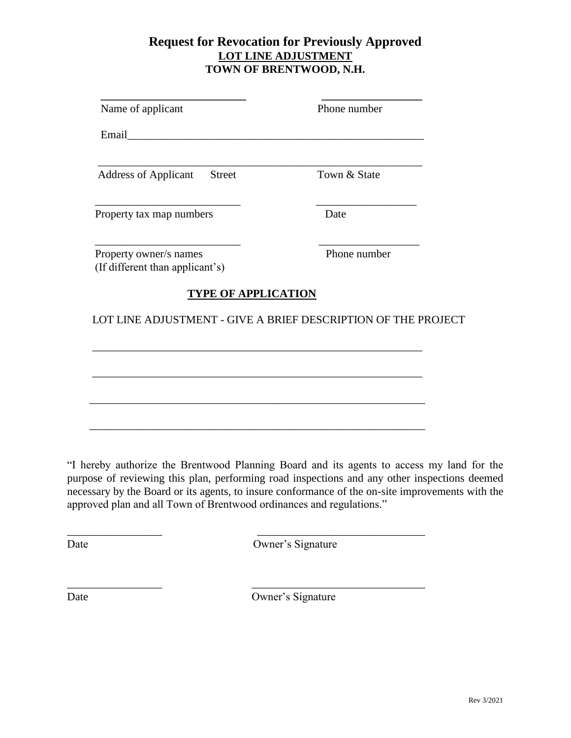# Request for Revocation for Previously Approved

## LOT LINE ADJUSTMENT

## TOWN OF BRENTWOOD, N.H.

__________________________ __________________

Name of applicant Phone number

Email______________________________________________________

___________________________________________________________

Address of Applicant Street Town & State

__________________________ __________________

Property tax map numbers Date

__________________________ __________________

Property owner/s names Phone number
(If different than applicant's)

**TYPE OF APPLICATION**

LOT LINE ADJUSTMENT - GIVE A BRIEF DESCRIPTION OF THE PROJECT

___________________________________________________________

___________________________________________________________

___________________________________________________________

___________________________________________________________

"I hereby authorize the Brentwood Planning Board and its agents to access my land for the purpose of reviewing this plan, performing road inspections and any other inspections deemed necessary by the Board or its agents, to insure conformance of the on-site improvements with the approved plan and all Town of Brentwood ordinances and regulations."

_________________ ______________________________

Date Owner's Signature

_________________ ______________________________

Date Owner's Signature

Rev 3/2021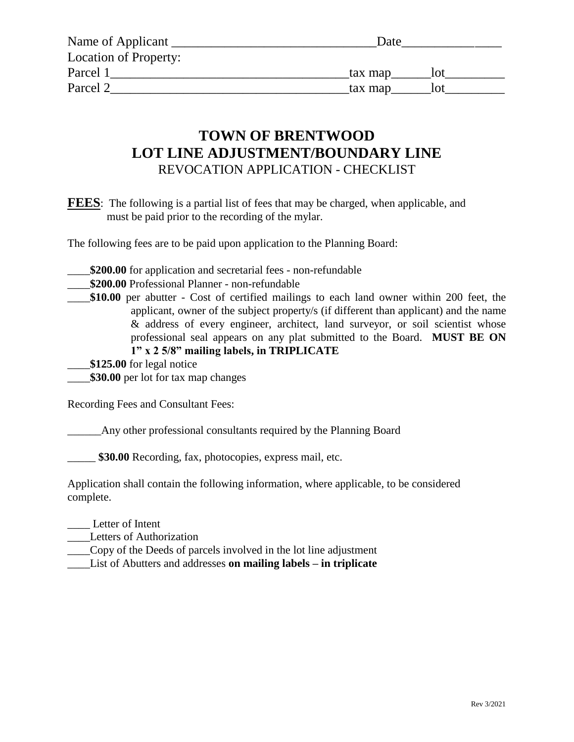Name of Applicant _______________________________Date_________________
Location of Property:
Parcel 1____________________________________tax map______lot_________
Parcel 2____________________________________tax map______lot_________

# TOWN OF BRENTWOOD
## LOT LINE ADJUSTMENT/BOUNDARY LINE
REVOCATION APPLICATION - CHECKLIST

**FEES**: The following is a partial list of fees that may be charged, when applicable, and must be paid prior to the recording of the mylar.

The following fees are to be paid upon application to the Planning Board:

____**$200.00** for application and secretarial fees - non-refundable
____**$200.00** Professional Planner - non-refundable
____**$10.00** per abutter - Cost of certified mailings to each land owner within 200 feet, the applicant, owner of the subject property/s (if different than applicant) and the name & address of every engineer, architect, land surveyor, or soil scientist whose professional seal appears on any plat submitted to the Board. **MUST BE ON 1" x 2 5/8" mailing labels, in TRIPLICATE**
____**$125.00** for legal notice
____**$30.00** per lot for tax map changes

Recording Fees and Consultant Fees:

______Any other professional consultants required by the Planning Board

_____ **$30.00** Recording, fax, photocopies, express mail, etc.

Application shall contain the following information, where applicable, to be considered complete.

____ Letter of Intent
____Letters of Authorization
____Copy of the Deeds of parcels involved in the lot line adjustment
____List of Abutters and addresses **on mailing labels – in triplicate**

Rev 3/2021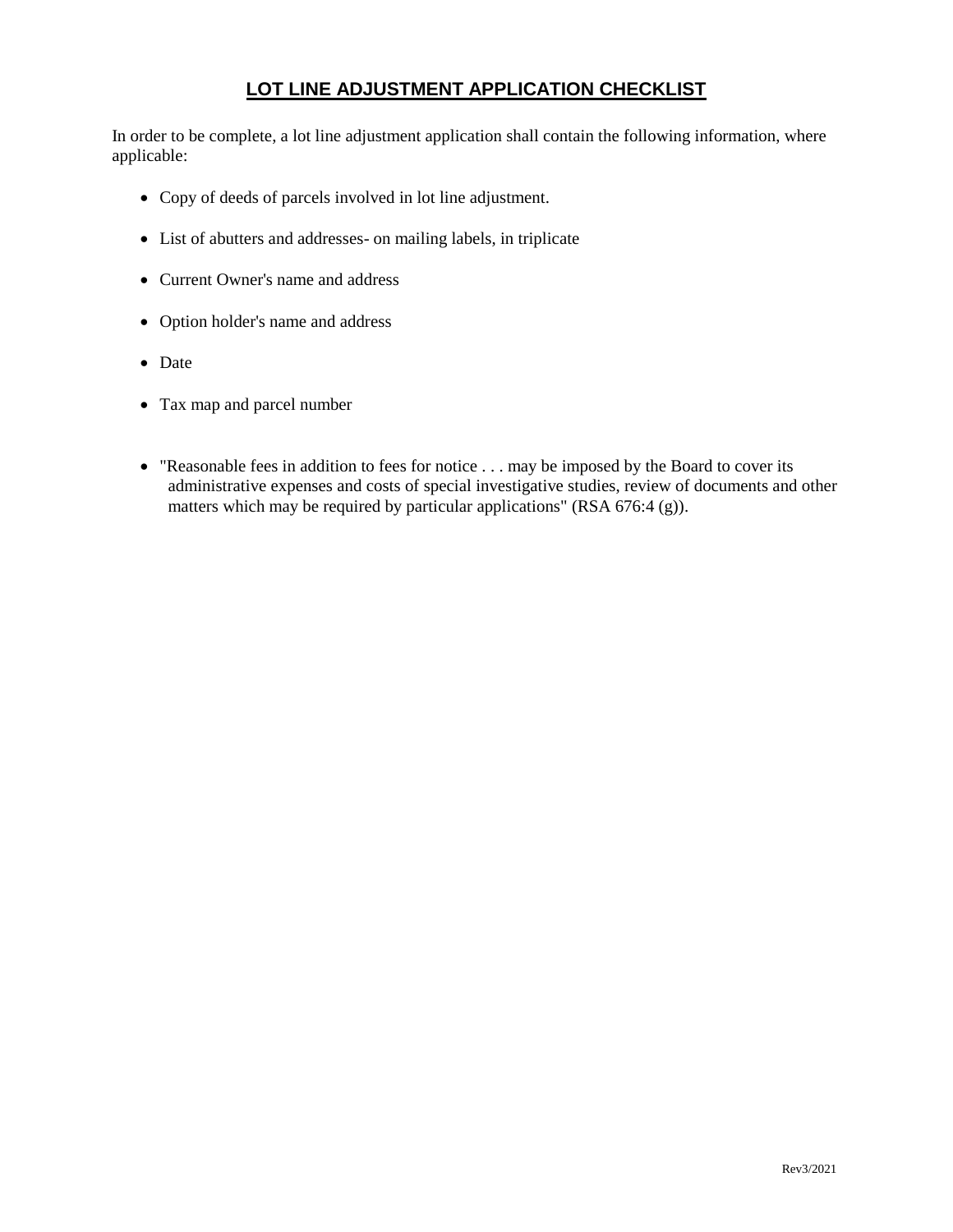# LOT LINE ADJUSTMENT APPLICATION CHECKLIST

In order to be complete, a lot line adjustment application shall contain the following information, where applicable:

- Copy of deeds of parcels involved in lot line adjustment.
- List of abutters and addresses- on mailing labels, in triplicate
- Current Owner's name and address
- Option holder's name and address
- Date
- Tax map and parcel number
- "Reasonable fees in addition to fees for notice . . . may be imposed by the Board to cover its administrative expenses and costs of special investigative studies, review of documents and other matters which may be required by particular applications" (RSA 676:4 (g)).

Rev3/2021